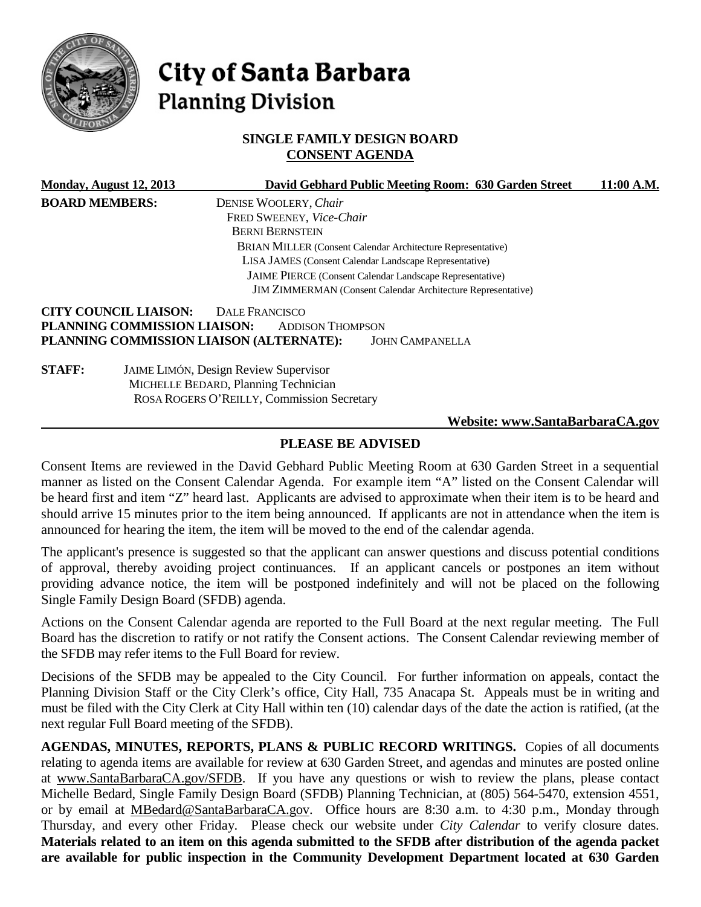# City of Santa Barbara
## Planning Division

**SINGLE FAMILY DESIGN BOARD**
**CONSENT AGENDA**

**Monday, August 12, 2013** **David Gebhard Public Meeting Room: 630 Garden Street** **11:00 A.M.**

**BOARD MEMBERS:**
DENISE WOOLERY, *Chair*
FRED SWEENEY, *Vice-Chair*
BERNI BERNSTEIN
BRIAN MILLER (Consent Calendar Architecture Representative)
LISA JAMES (Consent Calendar Landscape Representative)
JAIME PIERCE (Consent Calendar Landscape Representative)
JIM ZIMMERMAN (Consent Calendar Architecture Representative)

**CITY COUNCIL LIAISON:** DALE FRANCISCO
**PLANNING COMMISSION LIAISON:** ADDISON THOMPSON
**PLANNING COMMISSION LIAISON (ALTERNATE):** JOHN CAMPANELLA

**STAFF:**
JAIME LIMÓN, Design Review Supervisor
MICHELLE BEDARD, Planning Technician
ROSA ROGERS O'REILLY, Commission Secretary

**Website: www.SantaBarbaraCA.gov**

## PLEASE BE ADVISED

Consent Items are reviewed in the David Gebhard Public Meeting Room at 630 Garden Street in a sequential manner as listed on the Consent Calendar Agenda. For example item "A" listed on the Consent Calendar will be heard first and item "Z" heard last. Applicants are advised to approximate when their item is to be heard and should arrive 15 minutes prior to the item being announced. If applicants are not in attendance when the item is announced for hearing the item, the item will be moved to the end of the calendar agenda.

The applicant's presence is suggested so that the applicant can answer questions and discuss potential conditions of approval, thereby avoiding project continuances. If an applicant cancels or postpones an item without providing advance notice, the item will be postponed indefinitely and will not be placed on the following Single Family Design Board (SFDB) agenda.

Actions on the Consent Calendar agenda are reported to the Full Board at the next regular meeting. The Full Board has the discretion to ratify or not ratify the Consent actions. The Consent Calendar reviewing member of the SFDB may refer items to the Full Board for review.

Decisions of the SFDB may be appealed to the City Council. For further information on appeals, contact the Planning Division Staff or the City Clerk's office, City Hall, 735 Anacapa St. Appeals must be in writing and must be filed with the City Clerk at City Hall within ten (10) calendar days of the date the action is ratified, (at the next regular Full Board meeting of the SFDB).

**AGENDAS, MINUTES, REPORTS, PLANS & PUBLIC RECORD WRITINGS.** Copies of all documents relating to agenda items are available for review at 630 Garden Street, and agendas and minutes are posted online at www.SantaBarbaraCA.gov/SFDB. If you have any questions or wish to review the plans, please contact Michelle Bedard, Single Family Design Board (SFDB) Planning Technician, at (805) 564-5470, extension 4551, or by email at MBedard@SantaBarbaraCA.gov. Office hours are 8:30 a.m. to 4:30 p.m., Monday through Thursday, and every other Friday. Please check our website under *City Calendar* to verify closure dates. **Materials related to an item on this agenda submitted to the SFDB after distribution of the agenda packet are available for public inspection in the Community Development Department located at 630 Garden**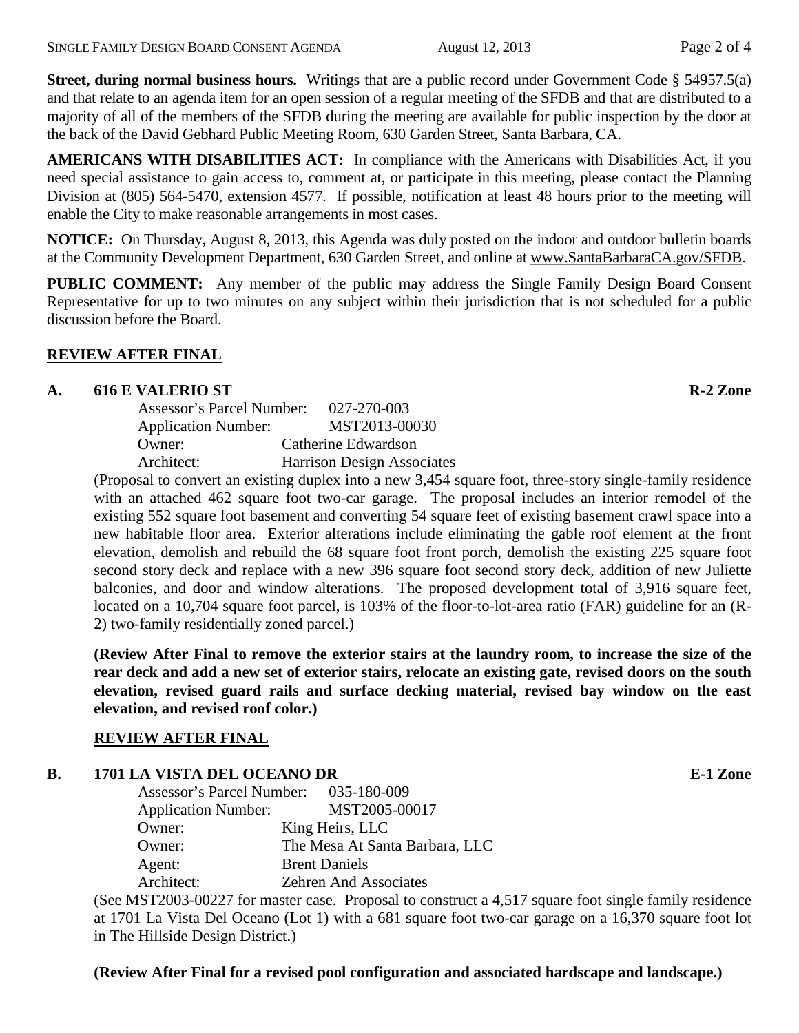**Street, during normal business hours.** Writings that are a public record under Government Code § 54957.5(a) and that relate to an agenda item for an open session of a regular meeting of the SFDB and that are distributed to a majority of all of the members of the SFDB during the meeting are available for public inspection by the door at the back of the David Gebhard Public Meeting Room, 630 Garden Street, Santa Barbara, CA.

**AMERICANS WITH DISABILITIES ACT:** In compliance with the Americans with Disabilities Act, if you need special assistance to gain access to, comment at, or participate in this meeting, please contact the Planning Division at (805) 564-5470, extension 4577. If possible, notification at least 48 hours prior to the meeting will enable the City to make reasonable arrangements in most cases.

**NOTICE:** On Thursday, August 8, 2013, this Agenda was duly posted on the indoor and outdoor bulletin boards at the Community Development Department, 630 Garden Street, and online at www.SantaBarbaraCA.gov/SFDB.

**PUBLIC COMMENT:** Any member of the public may address the Single Family Design Board Consent Representative for up to two minutes on any subject within their jurisdiction that is not scheduled for a public discussion before the Board.

## REVIEW AFTER FINAL

### A. 616 E VALERIO ST — R-2 Zone

Assessor's Parcel Number: 027-270-003
Application Number: MST2013-00030
Owner: Catherine Edwardson
Architect: Harrison Design Associates

(Proposal to convert an existing duplex into a new 3,454 square foot, three-story single-family residence with an attached 462 square foot two-car garage. The proposal includes an interior remodel of the existing 552 square foot basement and converting 54 square feet of existing basement crawl space into a new habitable floor area. Exterior alterations include eliminating the gable roof element at the front elevation, demolish and rebuild the 68 square foot front porch, demolish the existing 225 square foot second story deck and replace with a new 396 square foot second story deck, addition of new Juliette balconies, and door and window alterations. The proposed development total of 3,916 square feet, located on a 10,704 square foot parcel, is 103% of the floor-to-lot-area ratio (FAR) guideline for an (R-2) two-family residentially zoned parcel.)

**(Review After Final to remove the exterior stairs at the laundry room, to increase the size of the rear deck and add a new set of exterior stairs, relocate an existing gate, revised doors on the south elevation, revised guard rails and surface decking material, revised bay window on the east elevation, and revised roof color.)**

## REVIEW AFTER FINAL

### B. 1701 LA VISTA DEL OCEANO DR — E-1 Zone

Assessor's Parcel Number: 035-180-009
Application Number: MST2005-00017
Owner: King Heirs, LLC
Owner: The Mesa At Santa Barbara, LLC
Agent: Brent Daniels
Architect: Zehren And Associates

(See MST2003-00227 for master case. Proposal to construct a 4,517 square foot single family residence at 1701 La Vista Del Oceano (Lot 1) with a 681 square foot two-car garage on a 16,370 square foot lot in The Hillside Design District.)

**(Review After Final for a revised pool configuration and associated hardscape and landscape.)**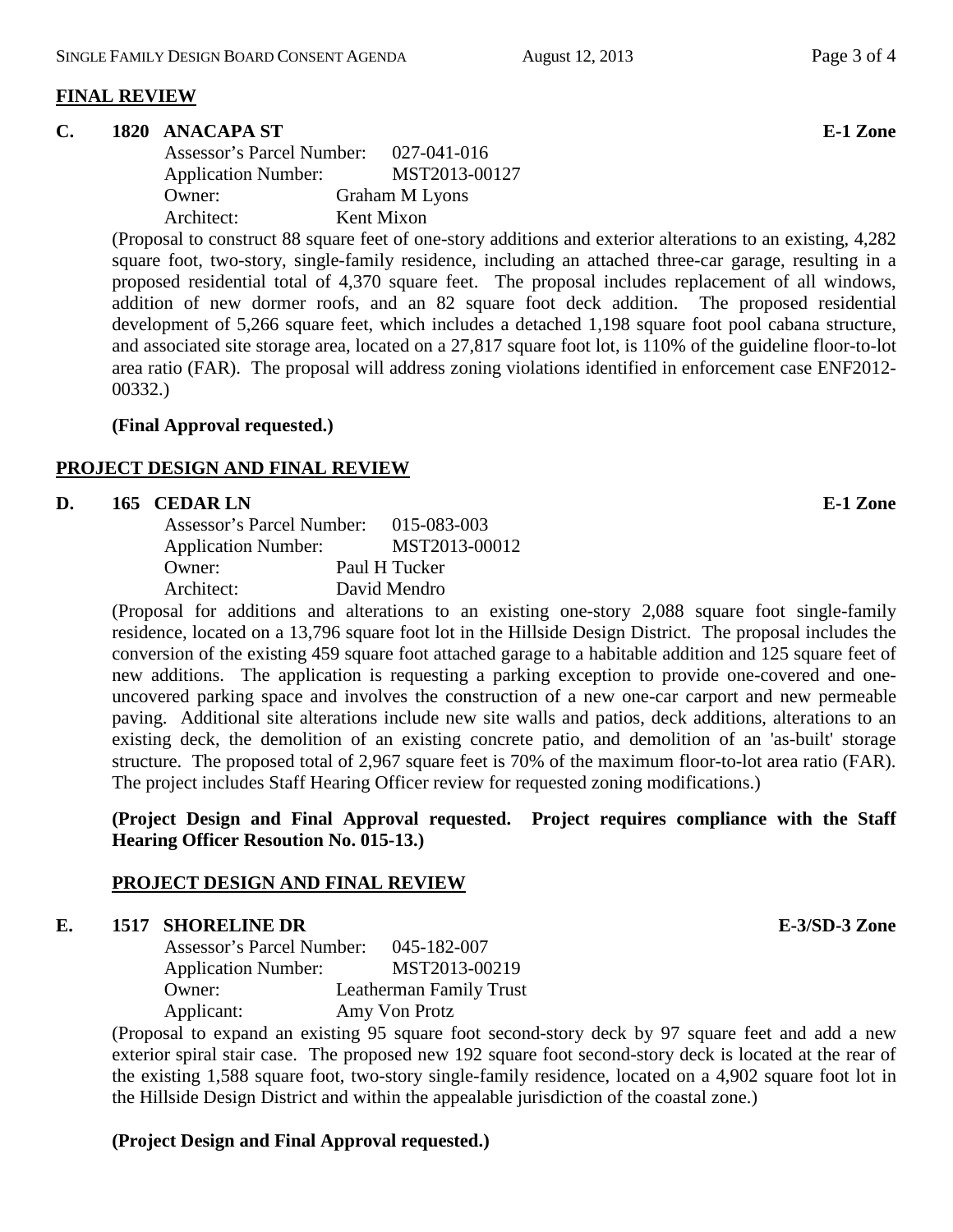## FINAL REVIEW

**C. 1820 ANACAPA ST** **E-1 Zone**

Assessor's Parcel Number: 027-041-016
Application Number: MST2013-00127
Owner: Graham M Lyons
Architect: Kent Mixon

(Proposal to construct 88 square feet of one-story additions and exterior alterations to an existing, 4,282 square foot, two-story, single-family residence, including an attached three-car garage, resulting in a proposed residential total of 4,370 square feet. The proposal includes replacement of all windows, addition of new dormer roofs, and an 82 square foot deck addition. The proposed residential development of 5,266 square feet, which includes a detached 1,198 square foot pool cabana structure, and associated site storage area, located on a 27,817 square foot lot, is 110% of the guideline floor-to-lot area ratio (FAR). The proposal will address zoning violations identified in enforcement case ENF2012-00332.)

**(Final Approval requested.)**

## PROJECT DESIGN AND FINAL REVIEW

**D. 165 CEDAR LN** **E-1 Zone**

Assessor's Parcel Number: 015-083-003
Application Number: MST2013-00012
Owner: Paul H Tucker
Architect: David Mendro

(Proposal for additions and alterations to an existing one-story 2,088 square foot single-family residence, located on a 13,796 square foot lot in the Hillside Design District. The proposal includes the conversion of the existing 459 square foot attached garage to a habitable addition and 125 square feet of new additions. The application is requesting a parking exception to provide one-covered and one-uncovered parking space and involves the construction of a new one-car carport and new permeable paving. Additional site alterations include new site walls and patios, deck additions, alterations to an existing deck, the demolition of an existing concrete patio, and demolition of an 'as-built' storage structure. The proposed total of 2,967 square feet is 70% of the maximum floor-to-lot area ratio (FAR). The project includes Staff Hearing Officer review for requested zoning modifications.)

**(Project Design and Final Approval requested. Project requires compliance with the Staff Hearing Officer Resoution No. 015-13.)**

## PROJECT DESIGN AND FINAL REVIEW

**E. 1517 SHORELINE DR** **E-3/SD-3 Zone**

Assessor's Parcel Number: 045-182-007
Application Number: MST2013-00219
Owner: Leatherman Family Trust
Applicant: Amy Von Protz

(Proposal to expand an existing 95 square foot second-story deck by 97 square feet and add a new exterior spiral stair case. The proposed new 192 square foot second-story deck is located at the rear of the existing 1,588 square foot, two-story single-family residence, located on a 4,902 square foot lot in the Hillside Design District and within the appealable jurisdiction of the coastal zone.)

**(Project Design and Final Approval requested.)**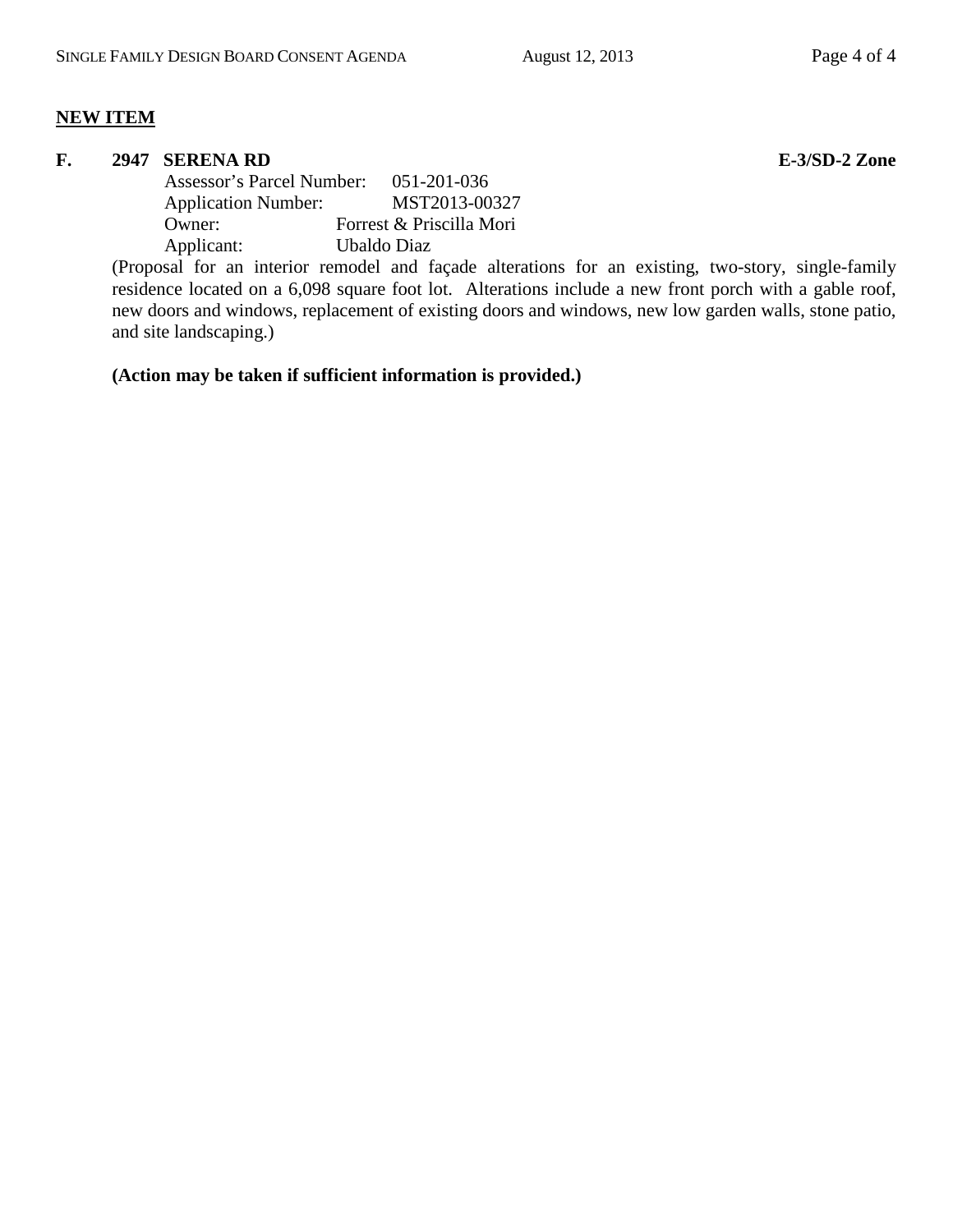**NEW ITEM**

**F. 2947 SERENA RD** **E-3/SD-2 Zone**

Assessor's Parcel Number: 051-201-036
Application Number: MST2013-00327
Owner: Forrest & Priscilla Mori
Applicant: Ubaldo Diaz

(Proposal for an interior remodel and façade alterations for an existing, two-story, single-family residence located on a 6,098 square foot lot. Alterations include a new front porch with a gable roof, new doors and windows, replacement of existing doors and windows, new low garden walls, stone patio, and site landscaping.)

**(Action may be taken if sufficient information is provided.)**